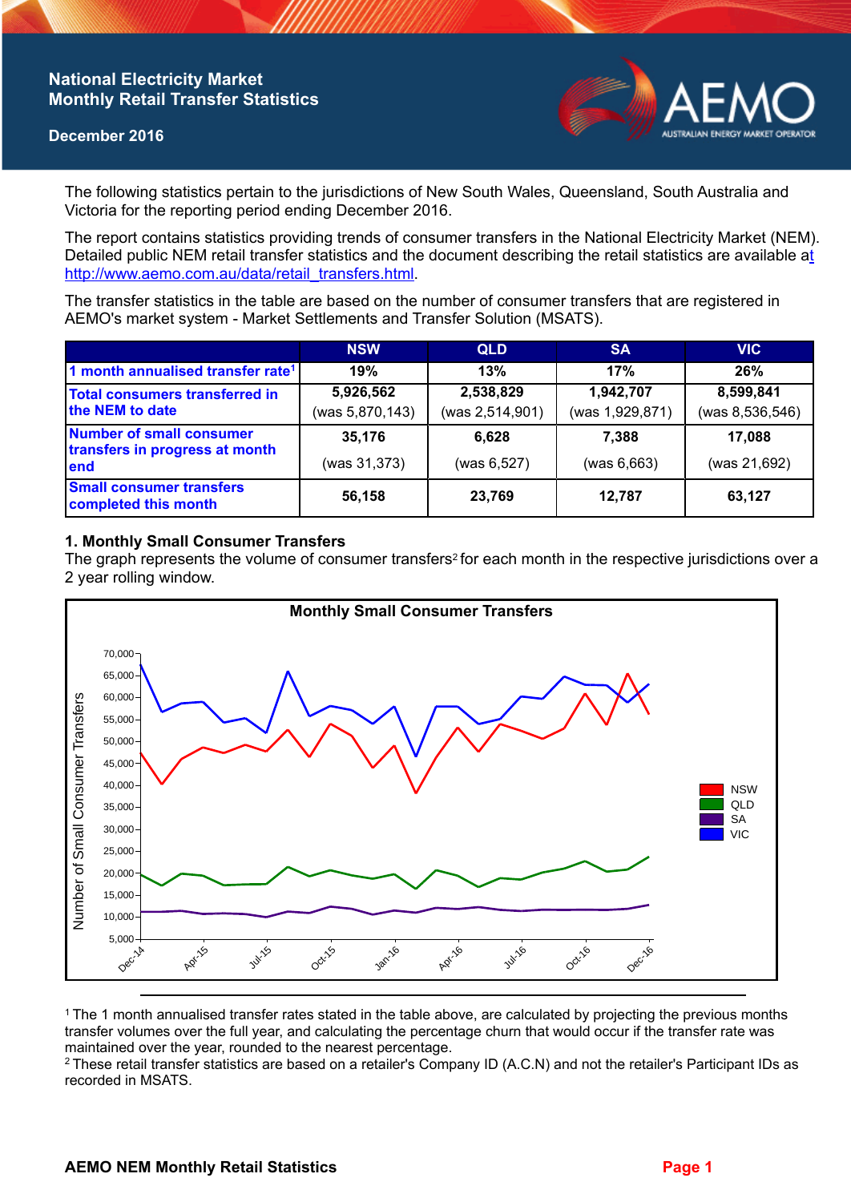# National Electricity Market Monthly Retail Transfer Statistics

**December 2016**

The following statistics pertain to the jurisdictions of New South Wales, Queensland, South Australia and Victoria for the reporting period ending December 2016.

The report contains statistics providing trends of consumer transfers in the National Electricity Market (NEM). Detailed public NEM retail transfer statistics and the document describing the retail statistics are available at http://www.aemo.com.au/data/retail_transfers.html.

The transfer statistics in the table are based on the number of consumer transfers that are registered in AEMO's market system - Market Settlements and Transfer Solution (MSATS).

| | NSW | QLD | SA | VIC |
|---|---|---|---|---|
| 1 month annualised transfer rate[1] | 19% | 13% | 17% | 26% |
| Total consumers transferred in the NEM to date | 5,926,562 (was 5,870,143) | 2,538,829 (was 2,514,901) | 1,942,707 (was 1,929,871) | 8,599,841 (was 8,536,546) |
| Number of small consumer transfers in progress at month end | 35,176 (was 31,373) | 6,628 (was 6,527) | 7,388 (was 6,663) | 17,088 (was 21,692) |
| Small consumer transfers completed this month | 56,158 | 23,769 | 12,787 | 63,127 |

## 1. Monthly Small Consumer Transfers

The graph represents the volume of consumer transfers[2] for each month in the respective jurisdictions over a 2 year rolling window.

[1] The 1 month annualised transfer rates stated in the table above, are calculated by projecting the previous months transfer volumes over the full year, and calculating the percentage churn that would occur if the transfer rate was maintained over the year, rounded to the nearest percentage.

[2] These retail transfer statistics are based on a retailer's Company ID (A.C.N) and not the retailer's Participant IDs as recorded in MSATS.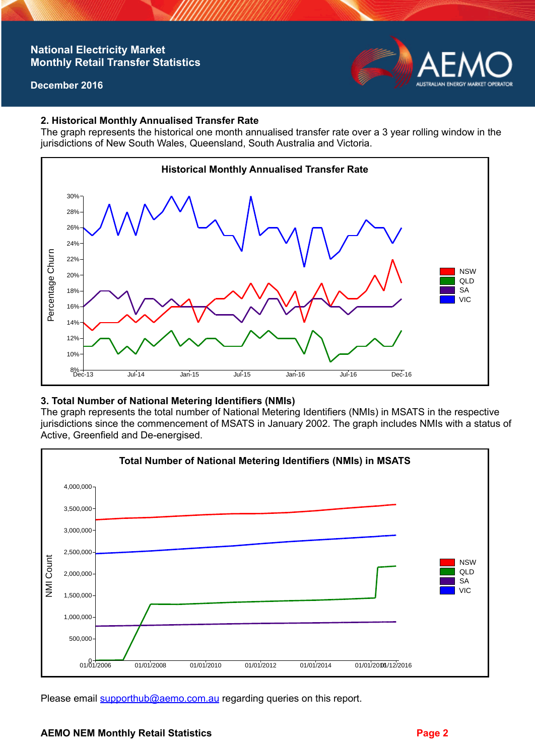## 2. Historical Monthly Annualised Transfer Rate

The graph represents the historical one month annualised transfer rate over a 3 year rolling window in the jurisdictions of New South Wales, Queensland, South Australia and Victoria.

Historical Monthly Annualised Transfer Rate

Percentage Churn

30%
28%
26%
24%
22%
20%
18%
16%
14%
12%
10%
8%

Dec-13
Jul-14
Jan-15
Jul-15
Jan-16
Jul-16
Dec-16

NSW
QLD
SA
VIC

## 3. Total Number of National Metering Identifiers (NMIs)

The graph represents the total number of National Metering Identifiers (NMIs) in MSATS in the respective jurisdictions since the commencement of MSATS in January 2002. The graph includes NMIs with a status of Active, Greenfield and De-energised.

Total Number of National Metering Identifiers (NMIs) in MSATS

NMI Count

4,000,000
3,500,000
3,000,000
2,500,000
2,000,000
1,500,000
1,000,000
500,000
0

01/01/2006
01/01/2008
01/01/2010
01/01/2012
01/01/2014
01/01/2016
01/12/2016

NSW
QLD
SA
VIC

Please email supporthub@aemo.com.au regarding queries on this report.